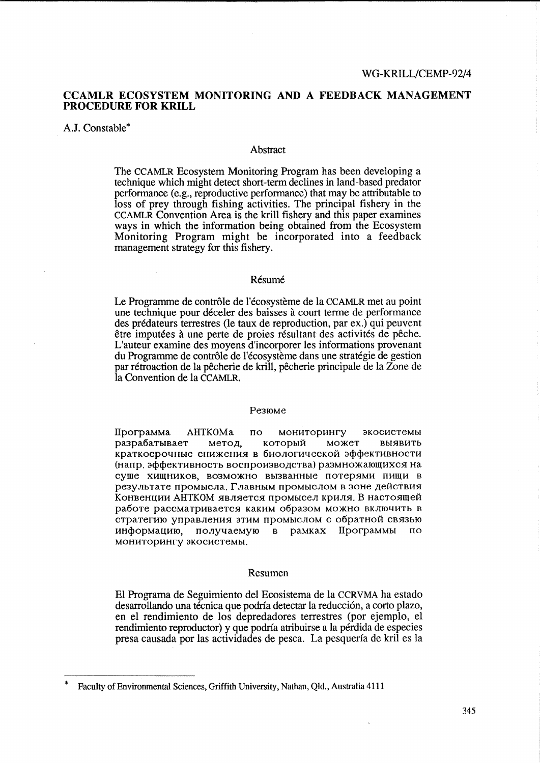WG-KRILL/CEMP-92/4

# CCAMLR ECOSYSTEM MONITORING AND A FEEDBACK MANAGEMENT PROCEDURE FOR KRILL

A.J. Constable*

## Abstract

The CCAMLR Ecosystem Monitoring Program has been developing a technique which might detect short-term declines in land-based predator performance (e.g., reproductive performance) that may be attributable to loss of prey through fishing activities. The principal fishery in the CCAMLR Convention Area is the krill fishery and this paper examines ways in which the information being obtained from the Ecosystem Monitoring Program might be incorporated into a feedback management strategy for this fishery.

## Résumé

Le Programme de contrôle de l'écosystème de la CCAMLR met au point une technique pour déceler des baisses à court terme de performance des prédateurs terrestres (le taux de reproduction, par ex.) qui peuvent être imputées à une perte de proies résultant des activités de pêche. L'auteur examine des moyens d'incorporer les informations provenant du Programme de contrôle de l'écosystème dans une stratégie de gestion par rétroaction de la pêcherie de krill, pêcherie principale de la Zone de la Convention de la CCAMLR.

## Резюме

Программа АНТКОМа по мониторингу экосистемы разрабатывает метод, который может выявить краткосрочные снижения в биологической эффективности (напр. эффективность воспроизводства) размножающихся на суше хищников, возможно вызванные потерями пищи в результате промысла. Главным промыслом в зоне действия Конвенции АНТКОМ является промысел криля. В настоящей работе рассматривается каким образом можно включить в стратегию управления этим промыслом с обратной связью информацию, получаемую в рамках Программы по мониторингу экосистемы.

## Resumen

El Programa de Seguimiento del Ecosistema de la CCRVMA ha estado desarrollando una técnica que podría detectar la reducción, a corto plazo, en el rendimiento de los depredadores terrestres (por ejemplo, el rendimiento reproductor) y que podría atribuirse a la pérdida de especies presa causada por las actividades de pesca. La pesquería de kril es la

---

\* Faculty of Environmental Sciences, Griffith University, Nathan, Qld., Australia 4111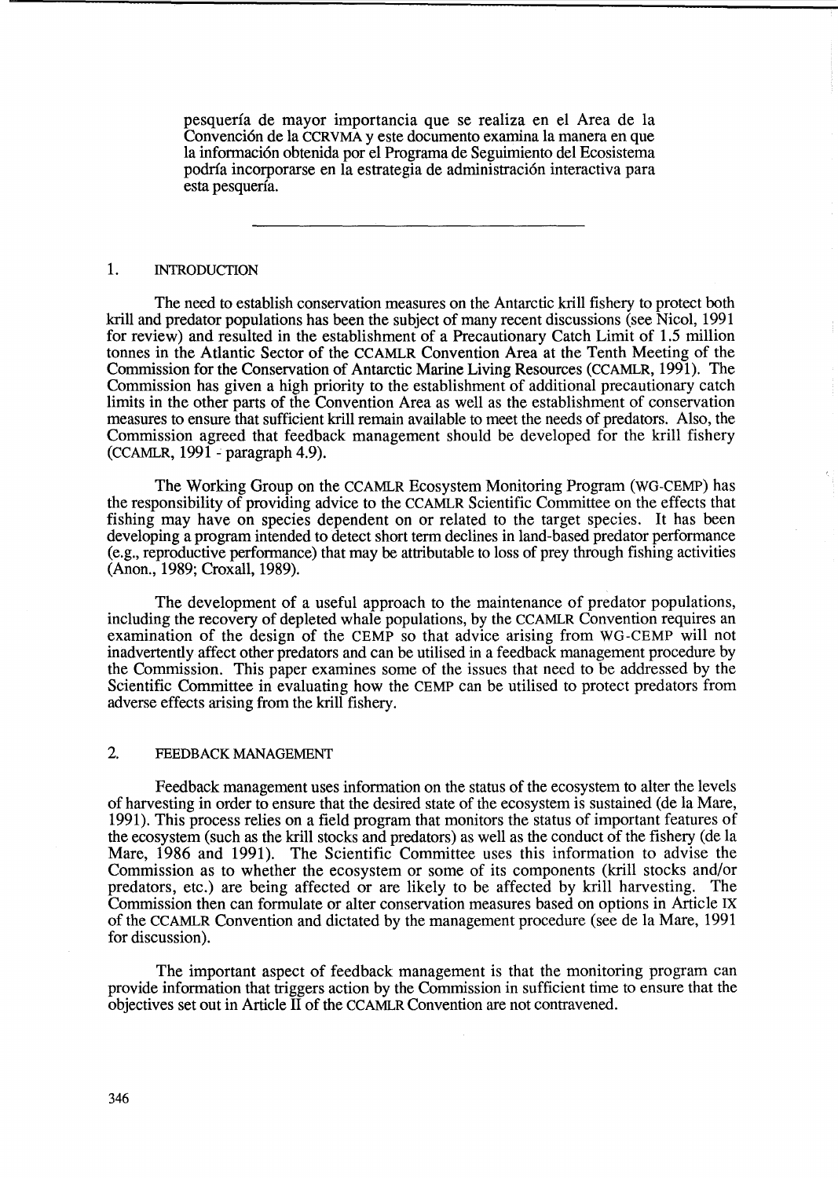pesquería de mayor importancia que se realiza en el Area de la Convención de la CCRVMA y este documento examina la manera en que la información obtenida por el Programa de Seguimiento del Ecosistema podría incorporarse en la estrategia de administración interactiva para esta pesquería.

---

## 1. INTRODUCTION

The need to establish conservation measures on the Antarctic krill fishery to protect both krill and predator populations has been the subject of many recent discussions (see Nicol, 1991 for review) and resulted in the establishment of a Precautionary Catch Limit of 1.5 million tonnes in the Atlantic Sector of the CCAMLR Convention Area at the Tenth Meeting of the Commission for the Conservation of Antarctic Marine Living Resources (CCAMLR, 1991). The Commission has given a high priority to the establishment of additional precautionary catch limits in the other parts of the Convention Area as well as the establishment of conservation measures to ensure that sufficient krill remain available to meet the needs of predators. Also, the Commission agreed that feedback management should be developed for the krill fishery (CCAMLR, 1991 - paragraph 4.9).

The Working Group on the CCAMLR Ecosystem Monitoring Program (WG-CEMP) has the responsibility of providing advice to the CCAMLR Scientific Committee on the effects that fishing may have on species dependent on or related to the target species. It has been developing a program intended to detect short term declines in land-based predator performance (e.g., reproductive performance) that may be attributable to loss of prey through fishing activities (Anon., 1989; Croxall, 1989).

The development of a useful approach to the maintenance of predator populations, including the recovery of depleted whale populations, by the CCAMLR Convention requires an examination of the design of the CEMP so that advice arising from WG-CEMP will not inadvertently affect other predators and can be utilised in a feedback management procedure by the Commission. This paper examines some of the issues that need to be addressed by the Scientific Committee in evaluating how the CEMP can be utilised to protect predators from adverse effects arising from the krill fishery.

## 2. FEEDBACK MANAGEMENT

Feedback management uses information on the status of the ecosystem to alter the levels of harvesting in order to ensure that the desired state of the ecosystem is sustained (de la Mare, 1991). This process relies on a field program that monitors the status of important features of the ecosystem (such as the krill stocks and predators) as well as the conduct of the fishery (de la Mare, 1986 and 1991). The Scientific Committee uses this information to advise the Commission as to whether the ecosystem or some of its components (krill stocks and/or predators, etc.) are being affected or are likely to be affected by krill harvesting. The Commission then can formulate or alter conservation measures based on options in Article IX of the CCAMLR Convention and dictated by the management procedure (see de la Mare, 1991 for discussion).

The important aspect of feedback management is that the monitoring program can provide information that triggers action by the Commission in sufficient time to ensure that the objectives set out in Article II of the CCAMLR Convention are not contravened.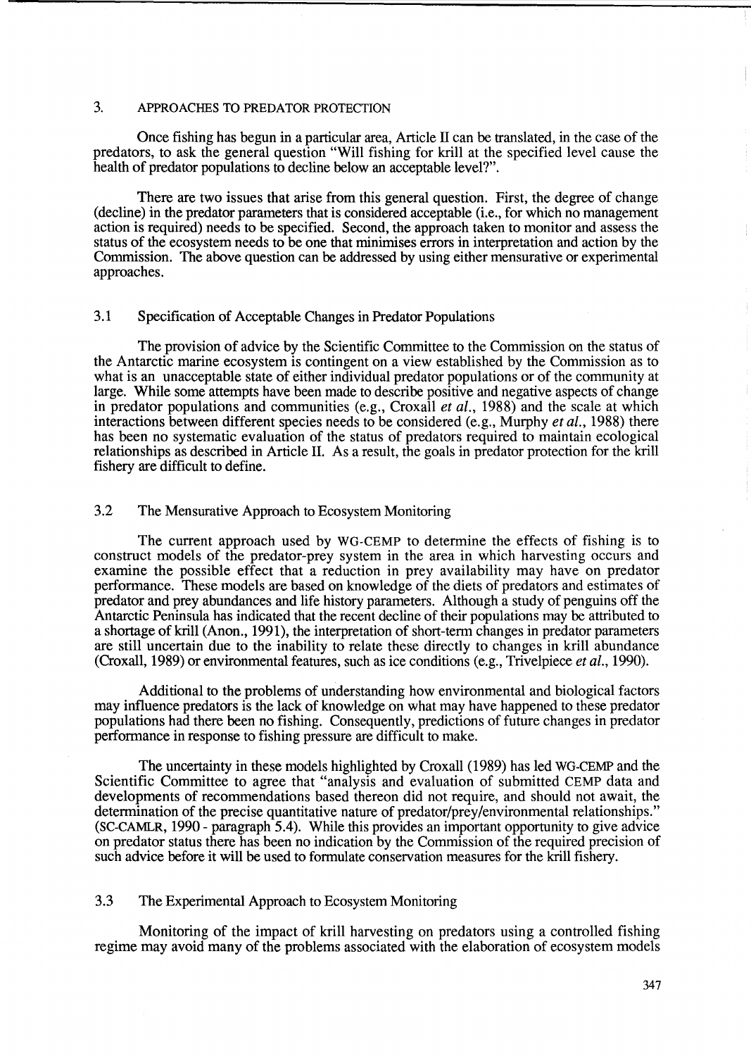## 3. APPROACHES TO PREDATOR PROTECTION

Once fishing has begun in a particular area, Article II can be translated, in the case of the predators, to ask the general question "Will fishing for krill at the specified level cause the health of predator populations to decline below an acceptable level?".

There are two issues that arise from this general question. First, the degree of change (decline) in the predator parameters that is considered acceptable (i.e., for which no management action is required) needs to be specified. Second, the approach taken to monitor and assess the status of the ecosystem needs to be one that minimises errors in interpretation and action by the Commission. The above question can be addressed by using either mensurative or experimental approaches.

### 3.1 Specification of Acceptable Changes in Predator Populations

The provision of advice by the Scientific Committee to the Commission on the status of the Antarctic marine ecosystem is contingent on a view established by the Commission as to what is an unacceptable state of either individual predator populations or of the community at large. While some attempts have been made to describe positive and negative aspects of change in predator populations and communities (e.g., Croxall *et al.*, 1988) and the scale at which interactions between different species needs to be considered (e.g., Murphy *et al.*, 1988) there has been no systematic evaluation of the status of predators required to maintain ecological relationships as described in Article II. As a result, the goals in predator protection for the krill fishery are difficult to define.

### 3.2 The Mensurative Approach to Ecosystem Monitoring

The current approach used by WG-CEMP to determine the effects of fishing is to construct models of the predator-prey system in the area in which harvesting occurs and examine the possible effect that a reduction in prey availability may have on predator performance. These models are based on knowledge of the diets of predators and estimates of predator and prey abundances and life history parameters. Although a study of penguins off the Antarctic Peninsula has indicated that the recent decline of their populations may be attributed to a shortage of krill (Anon., 1991), the interpretation of short-term changes in predator parameters are still uncertain due to the inability to relate these directly to changes in krill abundance (Croxall, 1989) or environmental features, such as ice conditions (e.g., Trivelpiece *et al.*, 1990).

Additional to the problems of understanding how environmental and biological factors may influence predators is the lack of knowledge on what may have happened to these predator populations had there been no fishing. Consequently, predictions of future changes in predator performance in response to fishing pressure are difficult to make.

The uncertainty in these models highlighted by Croxall (1989) has led WG-CEMP and the Scientific Committee to agree that "analysis and evaluation of submitted CEMP data and developments of recommendations based thereon did not require, and should not await, the determination of the precise quantitative nature of predator/prey/environmental relationships." (SC-CAMLR, 1990 - paragraph 5.4). While this provides an important opportunity to give advice on predator status there has been no indication by the Commission of the required precision of such advice before it will be used to formulate conservation measures for the krill fishery.

### 3.3 The Experimental Approach to Ecosystem Monitoring

Monitoring of the impact of krill harvesting on predators using a controlled fishing regime may avoid many of the problems associated with the elaboration of ecosystem models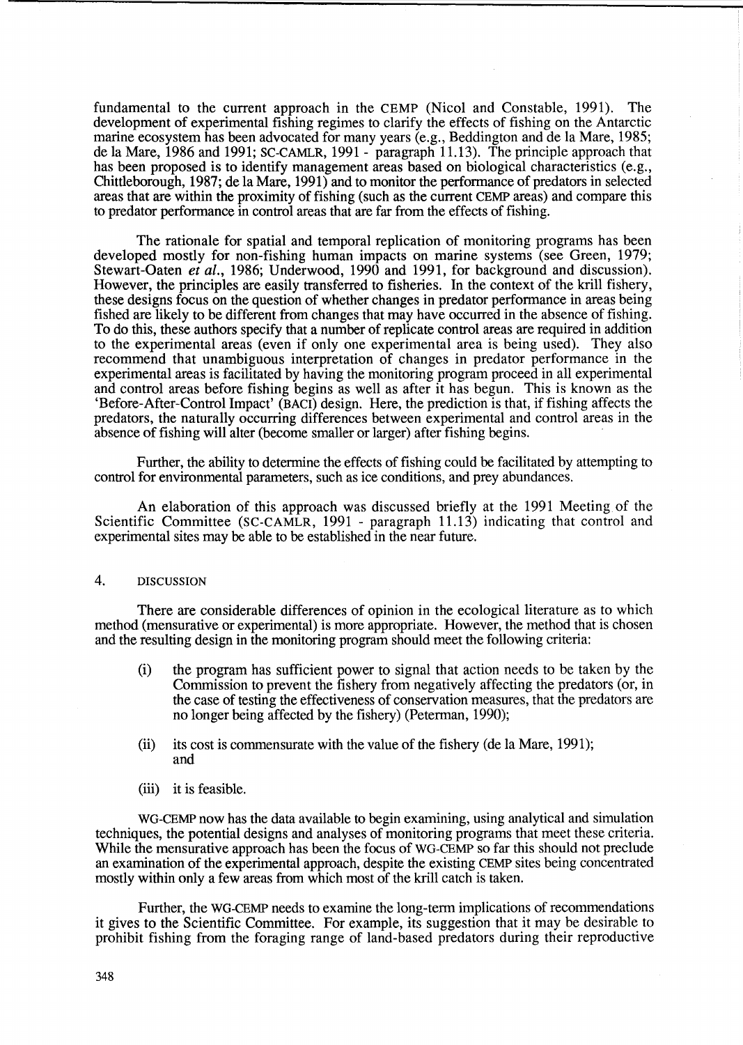fundamental to the current approach in the CEMP (Nicol and Constable, 1991). The development of experimental fishing regimes to clarify the effects of fishing on the Antarctic marine ecosystem has been advocated for many years (e.g., Beddington and de la Mare, 1985; de la Mare, 1986 and 1991; SC-CAMLR, 1991 - paragraph 11.13). The principle approach that has been proposed is to identify management areas based on biological characteristics (e.g., Chittleborough, 1987; de la Mare, 1991) and to monitor the performance of predators in selected areas that are within the proximity of fishing (such as the current CEMP areas) and compare this to predator performance in control areas that are far from the effects of fishing.

The rationale for spatial and temporal replication of monitoring programs has been developed mostly for non-fishing human impacts on marine systems (see Green, 1979; Stewart-Oaten *et al.*, 1986; Underwood, 1990 and 1991, for background and discussion). However, the principles are easily transferred to fisheries. In the context of the krill fishery, these designs focus on the question of whether changes in predator performance in areas being fished are likely to be different from changes that may have occurred in the absence of fishing. To do this, these authors specify that a number of replicate control areas are required in addition to the experimental areas (even if only one experimental area is being used). They also recommend that unambiguous interpretation of changes in predator performance in the experimental areas is facilitated by having the monitoring program proceed in all experimental and control areas before fishing begins as well as after it has begun. This is known as the 'Before-After-Control Impact' (BACI) design. Here, the prediction is that, if fishing affects the predators, the naturally occurring differences between experimental and control areas in the absence of fishing will alter (become smaller or larger) after fishing begins.

Further, the ability to determine the effects of fishing could be facilitated by attempting to control for environmental parameters, such as ice conditions, and prey abundances.

An elaboration of this approach was discussed briefly at the 1991 Meeting of the Scientific Committee (SC-CAMLR, 1991 - paragraph 11.13) indicating that control and experimental sites may be able to be established in the near future.

## 4. DISCUSSION

There are considerable differences of opinion in the ecological literature as to which method (mensurative or experimental) is more appropriate. However, the method that is chosen and the resulting design in the monitoring program should meet the following criteria:

(i) the program has sufficient power to signal that action needs to be taken by the Commission to prevent the fishery from negatively affecting the predators (or, in the case of testing the effectiveness of conservation measures, that the predators are no longer being affected by the fishery) (Peterman, 1990);

(ii) its cost is commensurate with the value of the fishery (de la Mare, 1991); and

(iii) it is feasible.

WG-CEMP now has the data available to begin examining, using analytical and simulation techniques, the potential designs and analyses of monitoring programs that meet these criteria. While the mensurative approach has been the focus of WG-CEMP so far this should not preclude an examination of the experimental approach, despite the existing CEMP sites being concentrated mostly within only a few areas from which most of the krill catch is taken.

Further, the WG-CEMP needs to examine the long-term implications of recommendations it gives to the Scientific Committee. For example, its suggestion that it may be desirable to prohibit fishing from the foraging range of land-based predators during their reproductive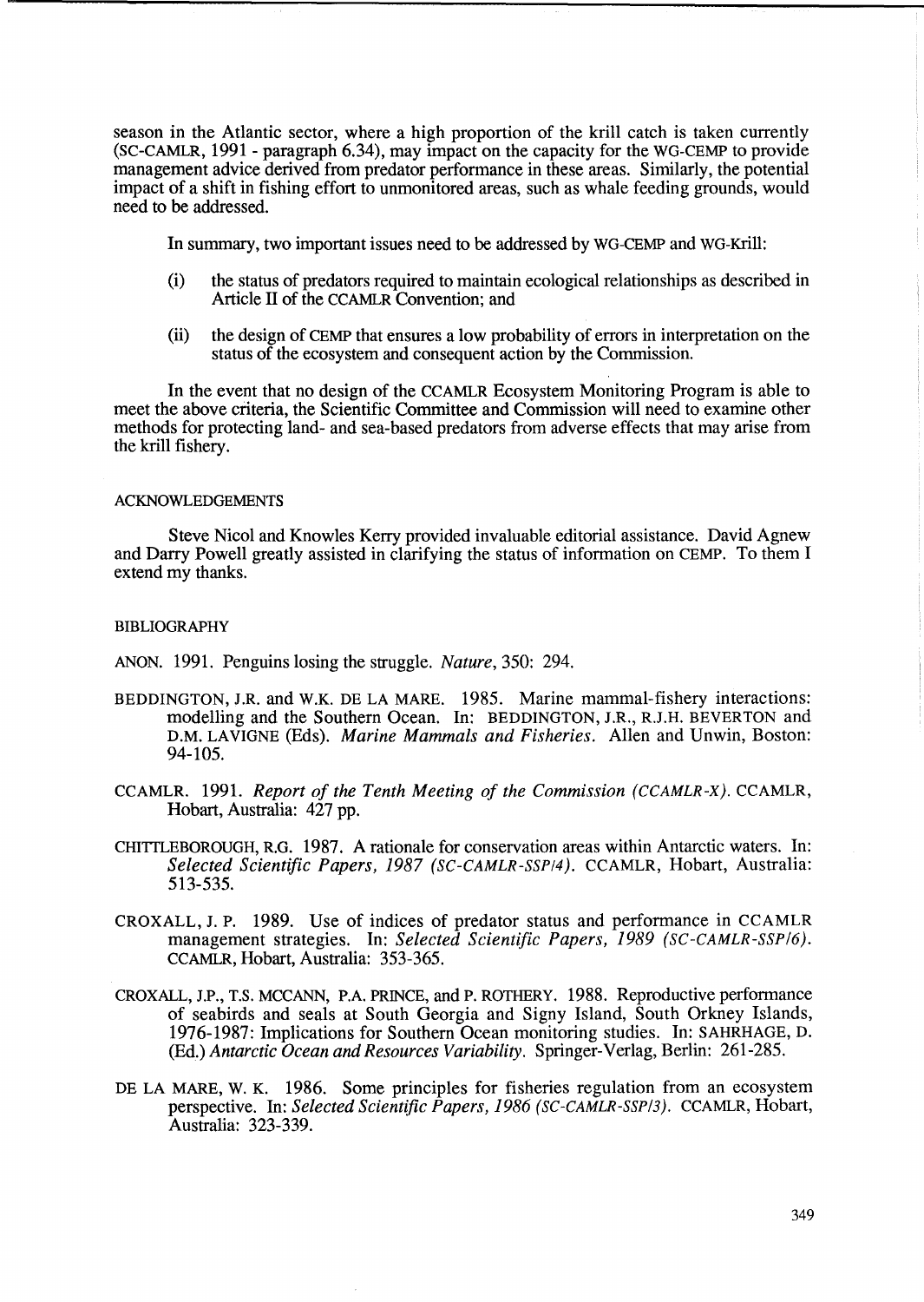season in the Atlantic sector, where a high proportion of the krill catch is taken currently (SC-CAMLR, 1991 - paragraph 6.34), may impact on the capacity for the WG-CEMP to provide management advice derived from predator performance in these areas. Similarly, the potential impact of a shift in fishing effort to unmonitored areas, such as whale feeding grounds, would need to be addressed.

In summary, two important issues need to be addressed by WG-CEMP and WG-Krill:

(i) the status of predators required to maintain ecological relationships as described in Article II of the CCAMLR Convention; and

(ii) the design of CEMP that ensures a low probability of errors in interpretation on the status of the ecosystem and consequent action by the Commission.

In the event that no design of the CCAMLR Ecosystem Monitoring Program is able to meet the above criteria, the Scientific Committee and Commission will need to examine other methods for protecting land- and sea-based predators from adverse effects that may arise from the krill fishery.

## ACKNOWLEDGEMENTS

Steve Nicol and Knowles Kerry provided invaluable editorial assistance. David Agnew and Darry Powell greatly assisted in clarifying the status of information on CEMP. To them I extend my thanks.

## BIBLIOGRAPHY

ANON. 1991. Penguins losing the struggle. *Nature*, 350: 294.

BEDDINGTON, J.R. and W.K. DE LA MARE. 1985. Marine mammal-fishery interactions: modelling and the Southern Ocean. In: BEDDINGTON, J.R., R.J.H. BEVERTON and D.M. LAVIGNE (Eds). *Marine Mammals and Fisheries*. Allen and Unwin, Boston: 94-105.

CCAMLR. 1991. *Report of the Tenth Meeting of the Commission (CCAMLR-X)*. CCAMLR, Hobart, Australia: 427 pp.

CHITTLEBOROUGH, R.G. 1987. A rationale for conservation areas within Antarctic waters. In: *Selected Scientific Papers, 1987 (SC-CAMLR-SSP/4)*. CCAMLR, Hobart, Australia: 513-535.

CROXALL, J. P. 1989. Use of indices of predator status and performance in CCAMLR management strategies. In: *Selected Scientific Papers, 1989 (SC-CAMLR-SSP/6)*. CCAMLR, Hobart, Australia: 353-365.

CROXALL, J.P., T.S. MCCANN, P.A. PRINCE, and P. ROTHERY. 1988. Reproductive performance of seabirds and seals at South Georgia and Signy Island, South Orkney Islands, 1976-1987: Implications for Southern Ocean monitoring studies. In: SAHRHAGE, D. (Ed.) *Antarctic Ocean and Resources Variability*. Springer-Verlag, Berlin: 261-285.

DE LA MARE, W. K. 1986. Some principles for fisheries regulation from an ecosystem perspective. In: *Selected Scientific Papers, 1986 (SC-CAMLR-SSP/3)*. CCAMLR, Hobart, Australia: 323-339.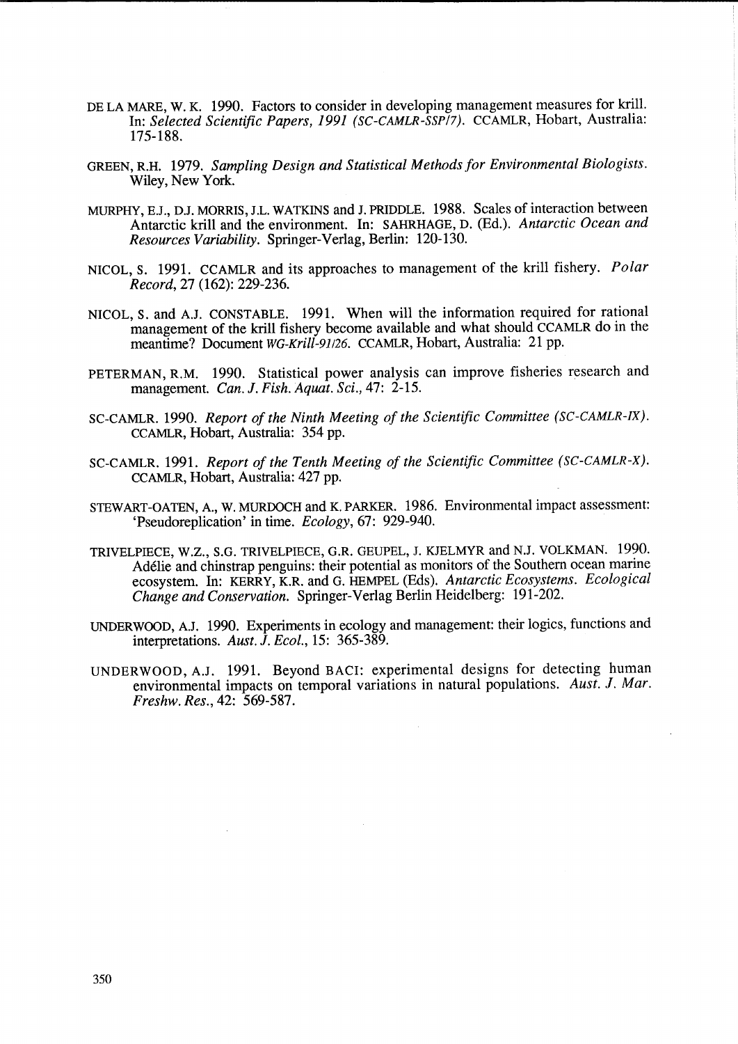DE LA MARE, W. K. 1990. Factors to consider in developing management measures for krill. In: *Selected Scientific Papers, 1991 (SC-CAMLR-SSP/7)*. CCAMLR, Hobart, Australia: 175-188.

GREEN, R.H. 1979. *Sampling Design and Statistical Methods for Environmental Biologists*. Wiley, New York.

MURPHY, E.J., D.J. MORRIS, J.L. WATKINS and J. PRIDDLE. 1988. Scales of interaction between Antarctic krill and the environment. In: SAHRHAGE, D. (Ed.). *Antarctic Ocean and Resources Variability*. Springer-Verlag, Berlin: 120-130.

NICOL, S. 1991. CCAMLR and its approaches to management of the krill fishery. *Polar Record*, 27 (162): 229-236.

NICOL, S. and A.J. CONSTABLE. 1991. When will the information required for rational management of the krill fishery become available and what should CCAMLR do in the meantime? Document *WG-Krill-91/26*. CCAMLR, Hobart, Australia: 21 pp.

PETERMAN, R.M. 1990. Statistical power analysis can improve fisheries research and management. *Can. J. Fish. Aquat. Sci.*, 47: 2-15.

SC-CAMLR. 1990. *Report of the Ninth Meeting of the Scientific Committee (SC-CAMLR-IX)*. CCAMLR, Hobart, Australia: 354 pp.

SC-CAMLR. 1991. *Report of the Tenth Meeting of the Scientific Committee (SC-CAMLR-X)*. CCAMLR, Hobart, Australia: 427 pp.

STEWART-OATEN, A., W. MURDOCH and K. PARKER. 1986. Environmental impact assessment: 'Pseudoreplication' in time. *Ecology*, 67: 929-940.

TRIVELPIECE, W.Z., S.G. TRIVELPIECE, G.R. GEUPEL, J. KJELMYR and N.J. VOLKMAN. 1990. Adélie and chinstrap penguins: their potential as monitors of the Southern ocean marine ecosystem. In: KERRY, K.R. and G. HEMPEL (Eds). *Antarctic Ecosystems. Ecological Change and Conservation*. Springer-Verlag Berlin Heidelberg: 191-202.

UNDERWOOD, A.J. 1990. Experiments in ecology and management: their logics, functions and interpretations. *Aust. J. Ecol.*, 15: 365-389.

UNDERWOOD, A.J. 1991. Beyond BACI: experimental designs for detecting human environmental impacts on temporal variations in natural populations. *Aust. J. Mar. Freshw. Res.*, 42: 569-587.